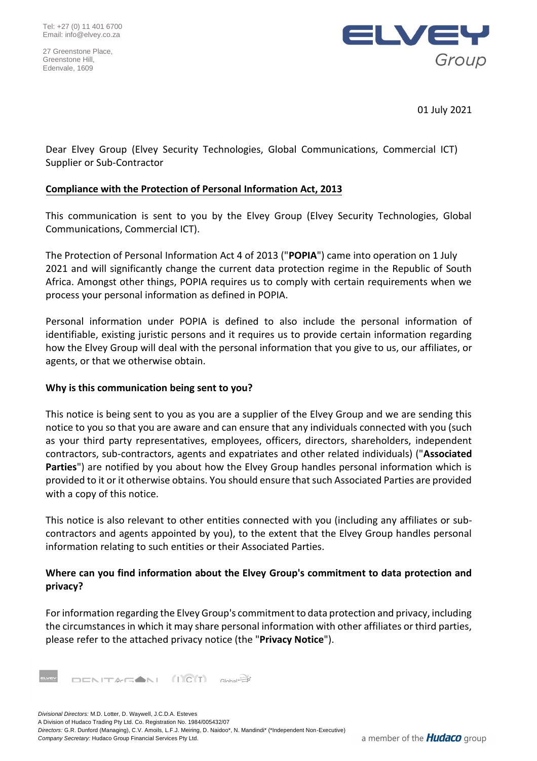Tel: +27 (0) 11 401 6700
Email: info@elvey.co.za

27 Greenstone Place,
Greenstone Hill,
Edenvale, 1609

01 July 2021

Dear Elvey Group (Elvey Security Technologies, Global Communications, Commercial ICT) Supplier or Sub-Contractor

**Compliance with the Protection of Personal Information Act, 2013**

This communication is sent to you by the Elvey Group (Elvey Security Technologies, Global Communications, Commercial ICT).

The Protection of Personal Information Act 4 of 2013 ("**POPIA**") came into operation on 1 July 2021 and will significantly change the current data protection regime in the Republic of South Africa. Amongst other things, POPIA requires us to comply with certain requirements when we process your personal information as defined in POPIA.

Personal information under POPIA is defined to also include the personal information of identifiable, existing juristic persons and it requires us to provide certain information regarding how the Elvey Group will deal with the personal information that you give to us, our affiliates, or agents, or that we otherwise obtain.

**Why is this communication being sent to you?**

This notice is being sent to you as you are a supplier of the Elvey Group and we are sending this notice to you so that you are aware and can ensure that any individuals connected with you (such as your third party representatives, employees, officers, directors, shareholders, independent contractors, sub-contractors, agents and expatriates and other related individuals) ("**Associated Parties**") are notified by you about how the Elvey Group handles personal information which is provided to it or it otherwise obtains. You should ensure that such Associated Parties are provided with a copy of this notice.

This notice is also relevant to other entities connected with you (including any affiliates or sub-contractors and agents appointed by you), to the extent that the Elvey Group handles personal information relating to such entities or their Associated Parties.

**Where can you find information about the Elvey Group's commitment to data protection and privacy?**

For information regarding the Elvey Group's commitment to data protection and privacy, including the circumstances in which it may share personal information with other affiliates or third parties, please refer to the attached privacy notice (the "**Privacy Notice**").

*Divisional Directors:* M.D. Lotter, D. Waywell, J.C.D.A. Esteves
A Division of Hudaco Trading Pty Ltd. Co. Registration No. 1984/005432/07
*Directors:* G.R. Dunford (Managing), C.V. Amoils, L.F.J. Meiring, D. Naidoo*, N. Mandindi* (*Independent Non-Executive)
*Company Secretary:* Hudaco Group Financial Services Pty Ltd.

a member of the Hudaco group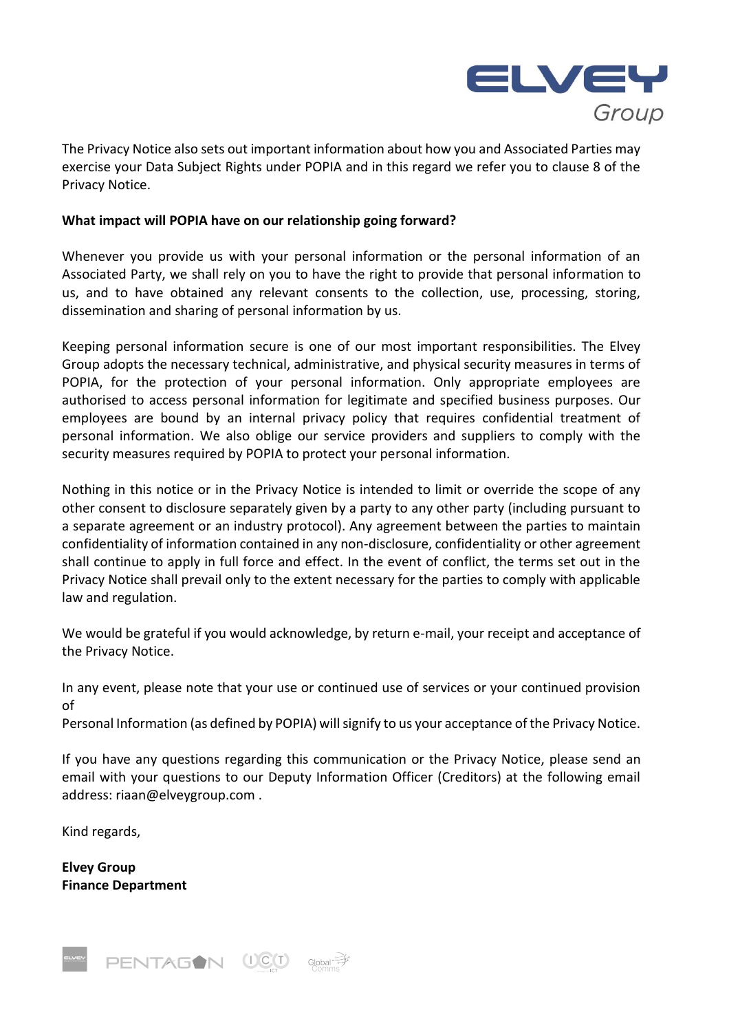The Privacy Notice also sets out important information about how you and Associated Parties may exercise your Data Subject Rights under POPIA and in this regard we refer you to clause 8 of the Privacy Notice.

**What impact will POPIA have on our relationship going forward?**

Whenever you provide us with your personal information or the personal information of an Associated Party, we shall rely on you to have the right to provide that personal information to us, and to have obtained any relevant consents to the collection, use, processing, storing, dissemination and sharing of personal information by us.

Keeping personal information secure is one of our most important responsibilities. The Elvey Group adopts the necessary technical, administrative, and physical security measures in terms of POPIA, for the protection of your personal information. Only appropriate employees are authorised to access personal information for legitimate and specified business purposes. Our employees are bound by an internal privacy policy that requires confidential treatment of personal information. We also oblige our service providers and suppliers to comply with the security measures required by POPIA to protect your personal information.

Nothing in this notice or in the Privacy Notice is intended to limit or override the scope of any other consent to disclosure separately given by a party to any other party (including pursuant to a separate agreement or an industry protocol). Any agreement between the parties to maintain confidentiality of information contained in any non-disclosure, confidentiality or other agreement shall continue to apply in full force and effect. In the event of conflict, the terms set out in the Privacy Notice shall prevail only to the extent necessary for the parties to comply with applicable law and regulation.

We would be grateful if you would acknowledge, by return e-mail, your receipt and acceptance of the Privacy Notice.

In any event, please note that your use or continued use of services or your continued provision of
Personal Information (as defined by POPIA) will signify to us your acceptance of the Privacy Notice.

If you have any questions regarding this communication or the Privacy Notice, please send an email with your questions to our Deputy Information Officer (Creditors) at the following email address: riaan@elveygroup.com .

Kind regards,

**Elvey Group**
**Finance Department**